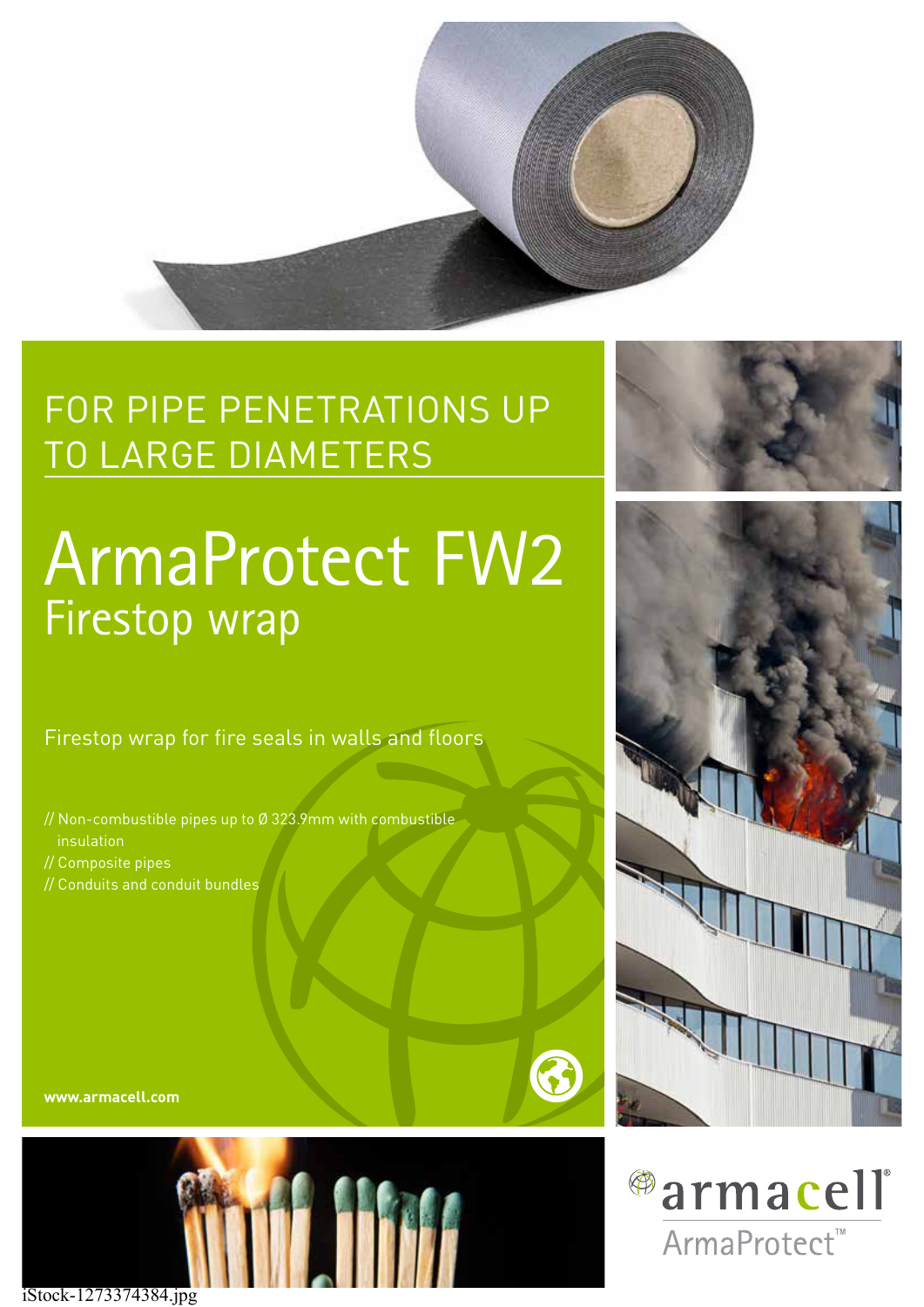FOR PIPE PENETRATIONS UP TO LARGE DIAMETERS

# ArmaProtect FW2

## Firestop wrap

Firestop wrap for fire seals in walls and floors

// Non-combustible pipes up to Ø 323.9mm with combustible insulation
// Composite pipes
// Conduits and conduit bundles

**www.armacell.com**

iStock-1273374384.jpg

armacell®
ArmaProtect™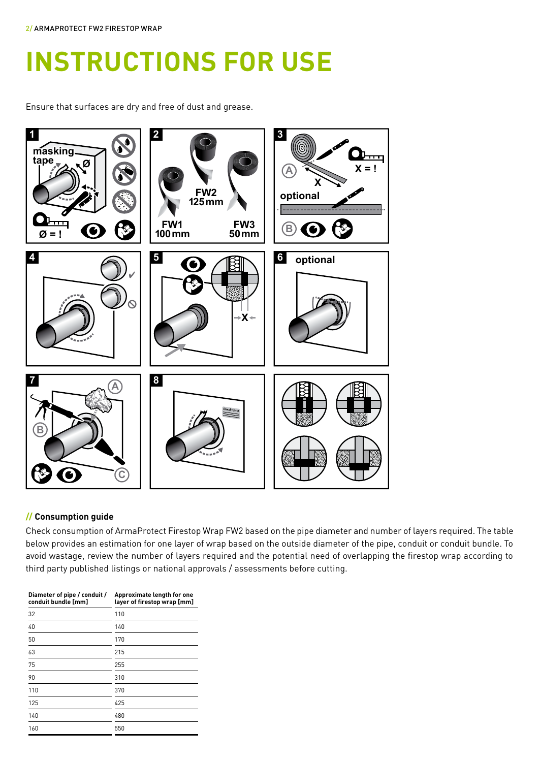# INSTRUCTIONS FOR USE

Ensure that surfaces are dry and free of dust and grease.

1 masking tape Ø Ø = !

2 FW2 125 mm FW1 100 mm FW3 50 mm

3 A X X = ! optional B

4

5 X

6 optional

7 A B C

8

## // Consumption guide

Check consumption of ArmaProtect Firestop Wrap FW2 based on the pipe diameter and number of layers required. The table below provides an estimation for one layer of wrap based on the outside diameter of the pipe, conduit or conduit bundle. To avoid wastage, review the number of layers required and the potential need of overlapping the firestop wrap according to third party published listings or national approvals / assessments before cutting.

| Diameter of pipe / conduit / conduit bundle [mm] | Approximate length for one layer of firestop wrap [mm] |
|---|---|
| 32 | 110 |
| 40 | 140 |
| 50 | 170 |
| 63 | 215 |
| 75 | 255 |
| 90 | 310 |
| 110 | 370 |
| 125 | 425 |
| 140 | 480 |
| 160 | 550 |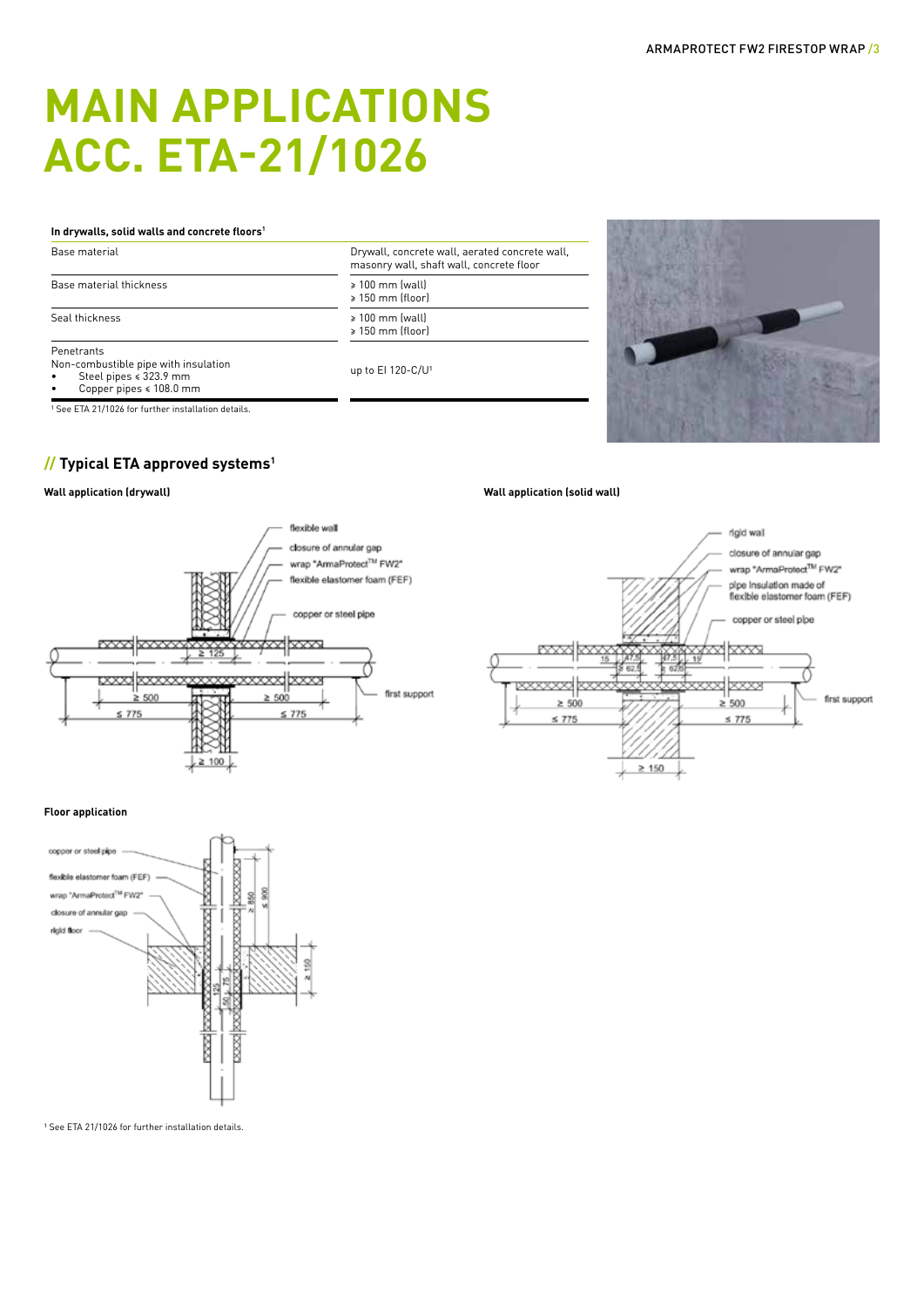# MAIN APPLICATIONS ACC. ETA-21/1026

| In drywalls, solid walls and concrete floors[1] | |
|---|---|
| Base material | Drywall, concrete wall, aerated concrete wall, masonry wall, shaft wall, concrete floor |
| Base material thickness | ⩾ 100 mm (wall)<br>⩾ 150 mm (floor) |
| Seal thickness | ⩾ 100 mm (wall)<br>⩾ 150 mm (floor) |
| Penetrants<br>Non-combustible pipe with insulation<br>• Steel pipes ⩽ 323.9 mm<br>• Copper pipes ⩽ 108.0 mm | up to EI 120-C/U[1] |

[1] See ETA 21/1026 for further installation details.

## // Typical ETA approved systems[1]

### Wall application (drywall)

flexible wall
closure of annular gap
wrap "ArmaProtect™ FW2"
flexible elastomer foam (FEF)
copper or steel pipe
first support
≥ 125
≥ 500
≥ 500
≤ 775
≤ 775
≥ 100

### Wall application (solid wall)

rigid wall
closure of annular gap
wrap "ArmaProtect™ FW2"
pipe insulation made of flexible elastomer foam (FEF)
copper or steel pipe
first support
15
47.5
62.5
47.5
62.5
15
≥ 500
≥ 500
≤ 775
≤ 775
≥ 150

### Floor application

copper or steel pipe
flexible elastomer foam (FEF)
wrap "ArmaProtect™ FW2"
closure of annular gap
rigid floor
≥ 850
≤ 900
≥ 150
125
75
50

[1] See ETA 21/1026 for further installation details.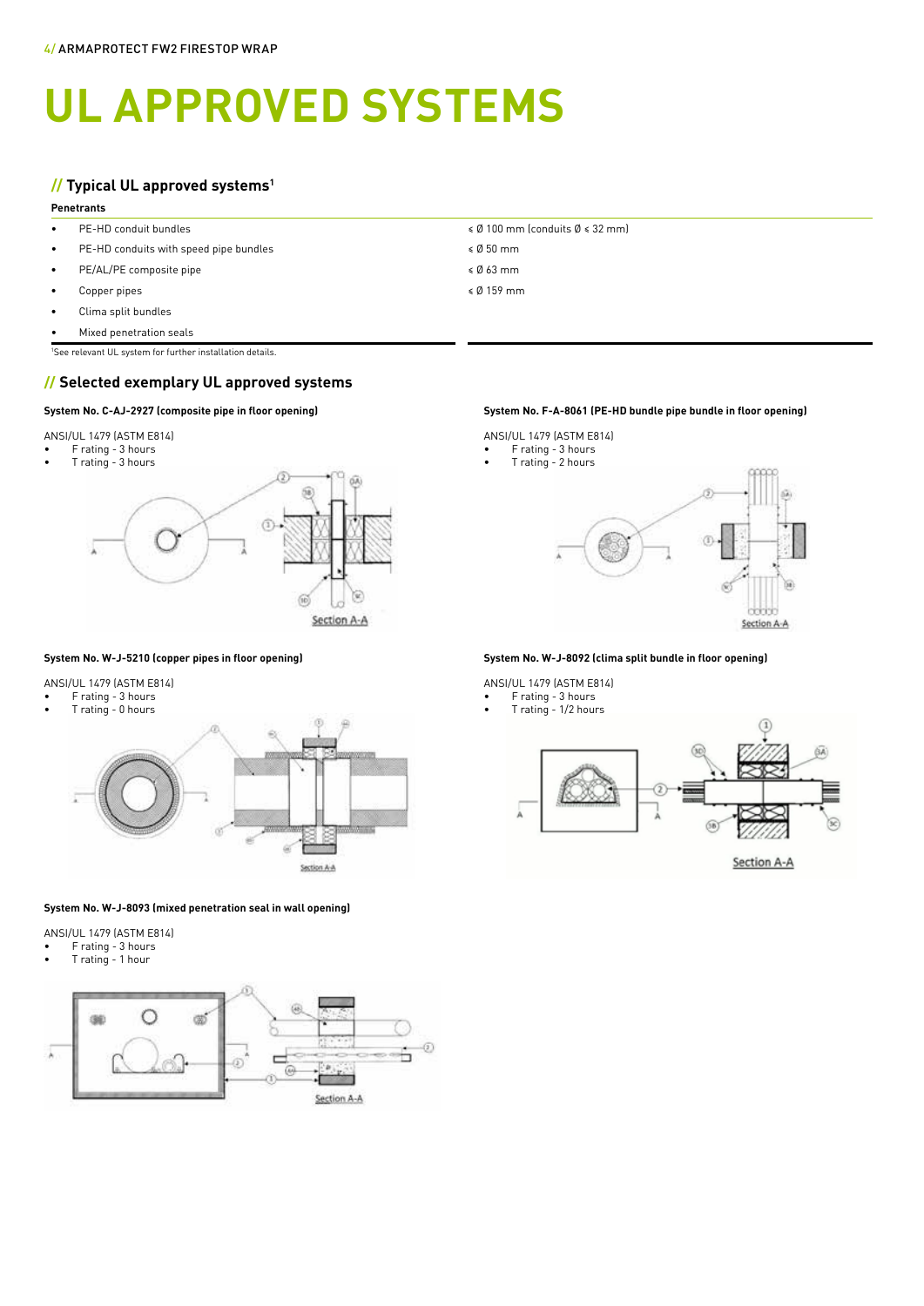# UL APPROVED SYSTEMS

## // Typical UL approved systems[1]

| Penetrants | |
|---|---|
| • PE-HD conduit bundles | ≤ Ø 100 mm (conduits Ø ≤ 32 mm) |
| • PE-HD conduits with speed pipe bundles | ≤ Ø 50 mm |
| • PE/AL/PE composite pipe | ≤ Ø 63 mm |
| • Copper pipes | ≤ Ø 159 mm |
| • Clima split bundles | |
| • Mixed penetration seals | |

[1]See relevant UL system for further installation details.

## // Selected exemplary UL approved systems

**System No. C-AJ-2927 (composite pipe in floor opening)**

ANSI/UL 1479 (ASTM E814)

- F rating - 3 hours
- T rating - 3 hours

**System No. F-A-8061 (PE-HD bundle pipe bundle in floor opening)**

ANSI/UL 1479 (ASTM E814)

- F rating - 3 hours
- T rating - 2 hours

**System No. W-J-5210 (copper pipes in floor opening)**

ANSI/UL 1479 (ASTM E814)

- F rating - 3 hours
- T rating - 0 hours

**System No. W-J-8092 (clima split bundle in floor opening)**

ANSI/UL 1479 (ASTM E814)

- F rating - 3 hours
- T rating - 1/2 hours

**System No. W-J-8093 (mixed penetration seal in wall opening)**

ANSI/UL 1479 (ASTM E814)

- F rating - 3 hours
- T rating - 1 hour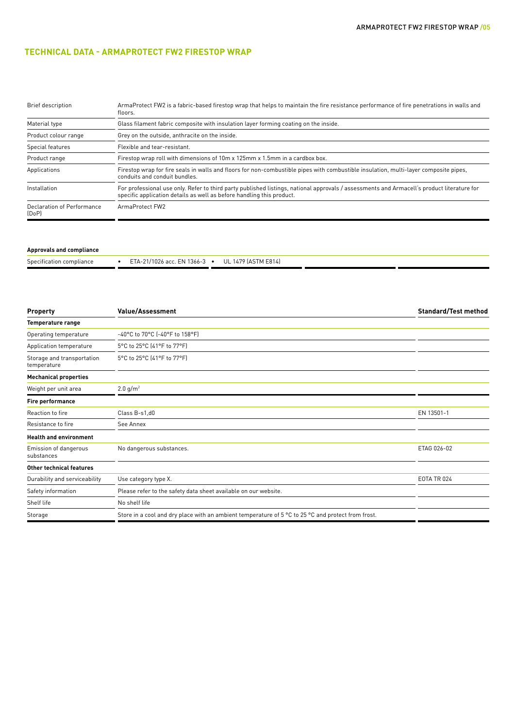## TECHNICAL DATA - ARMAPROTECT FW2 FIRESTOP WRAP

| | |
|---|---|
| Brief description | ArmaProtect FW2 is a fabric-based firestop wrap that helps to maintain the fire resistance performance of fire penetrations in walls and floors. |
| Material type | Glass filament fabric composite with insulation layer forming coating on the inside. |
| Product colour range | Grey on the outside, anthracite on the inside. |
| Special features | Flexible and tear-resistant. |
| Product range | Firestop wrap roll with dimensions of 10m x 125mm x 1.5mm in a cardbox box. |
| Applications | Firestop wrap for fire seals in walls and floors for non-combustible pipes with combustible insulation, multi-layer composite pipes, conduits and conduit bundles. |
| Installation | For professional use only. Refer to third party published listings, national approvals / assessments and Armacell's product literature for specific application details as well as before handling this product. |
| Declaration of Performance (DoP) | ArmaProtect FW2 |

**Approvals and compliance**

| | | | | |
|---|---|---|---|---|
| Specification compliance | • ETA-21/1026 acc. EN 1366-3 | • UL 1479 (ASTM E814) | | |

| Property | Value/Assessment | Standard/Test method |
|---|---|---|
| **Temperature range** | | |
| Operating temperature | -40°C to 70°C (-40°F to 158°F) | |
| Application temperature | 5°C to 25°C (41°F to 77°F) | |
| Storage and transportation temperature | 5°C to 25°C (41°F to 77°F) | |
| **Mechanical properties** | | |
| Weight per unit area | 2.0 g/m² | |
| **Fire performance** | | |
| Reaction to fire | Class B-s1,d0 | EN 13501-1 |
| Resistance to fire | See Annex | |
| **Health and environment** | | |
| Emission of dangerous substances | No dangerous substances. | ETAG 026-02 |
| **Other technical features** | | |
| Durability and serviceability | Use category type X. | EOTA TR 024 |
| Safety information | Please refer to the safety data sheet available on our website. | |
| Shelf life | No shelf life | |
| Storage | Store in a cool and dry place with an ambient temperature of 5 °C to 25 °C and protect from frost. | |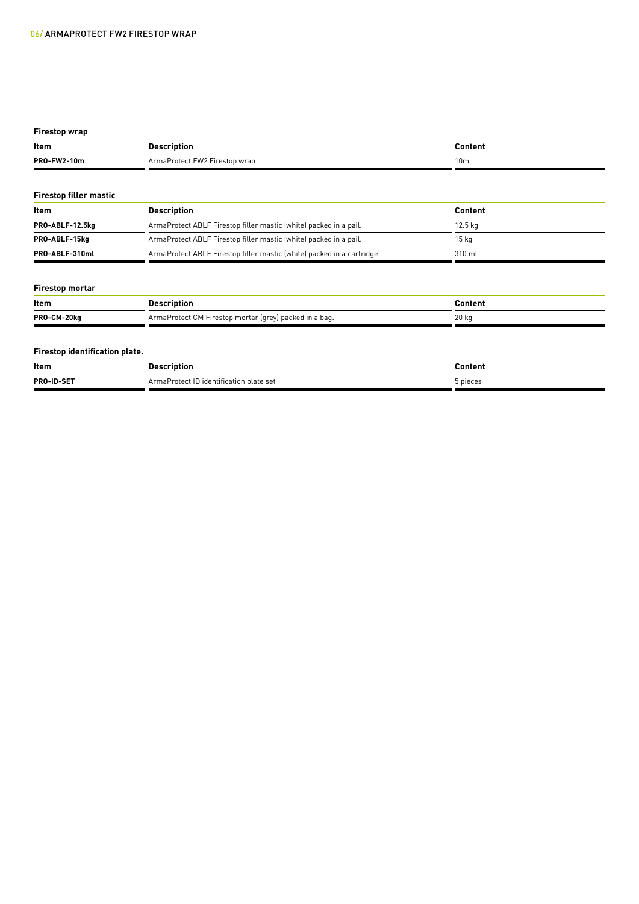### Firestop wrap

| Item | Description | Content |
| --- | --- | --- |
| **PRO-FW2-10m** | ArmaProtect FW2 Firestop wrap | 10m |

### Firestop filler mastic

| Item | Description | Content |
| --- | --- | --- |
| **PRO-ABLF-12.5kg** | ArmaProtect ABLF Firestop filler mastic (white) packed in a pail. | 12.5 kg |
| **PRO-ABLF-15kg** | ArmaProtect ABLF Firestop filler mastic (white) packed in a pail. | 15 kg |
| **PRO-ABLF-310ml** | ArmaProtect ABLF Firestop filler mastic (white) packed in a cartridge. | 310 ml |

### Firestop mortar

| Item | Description | Content |
| --- | --- | --- |
| **PRO-CM-20kg** | ArmaProtect CM Firestop mortar (grey) packed in a bag. | 20 kg |

### Firestop identification plate.

| Item | Description | Content |
| --- | --- | --- |
| **PRO-ID-SET** | ArmaProtect ID identification plate set | 5 pieces |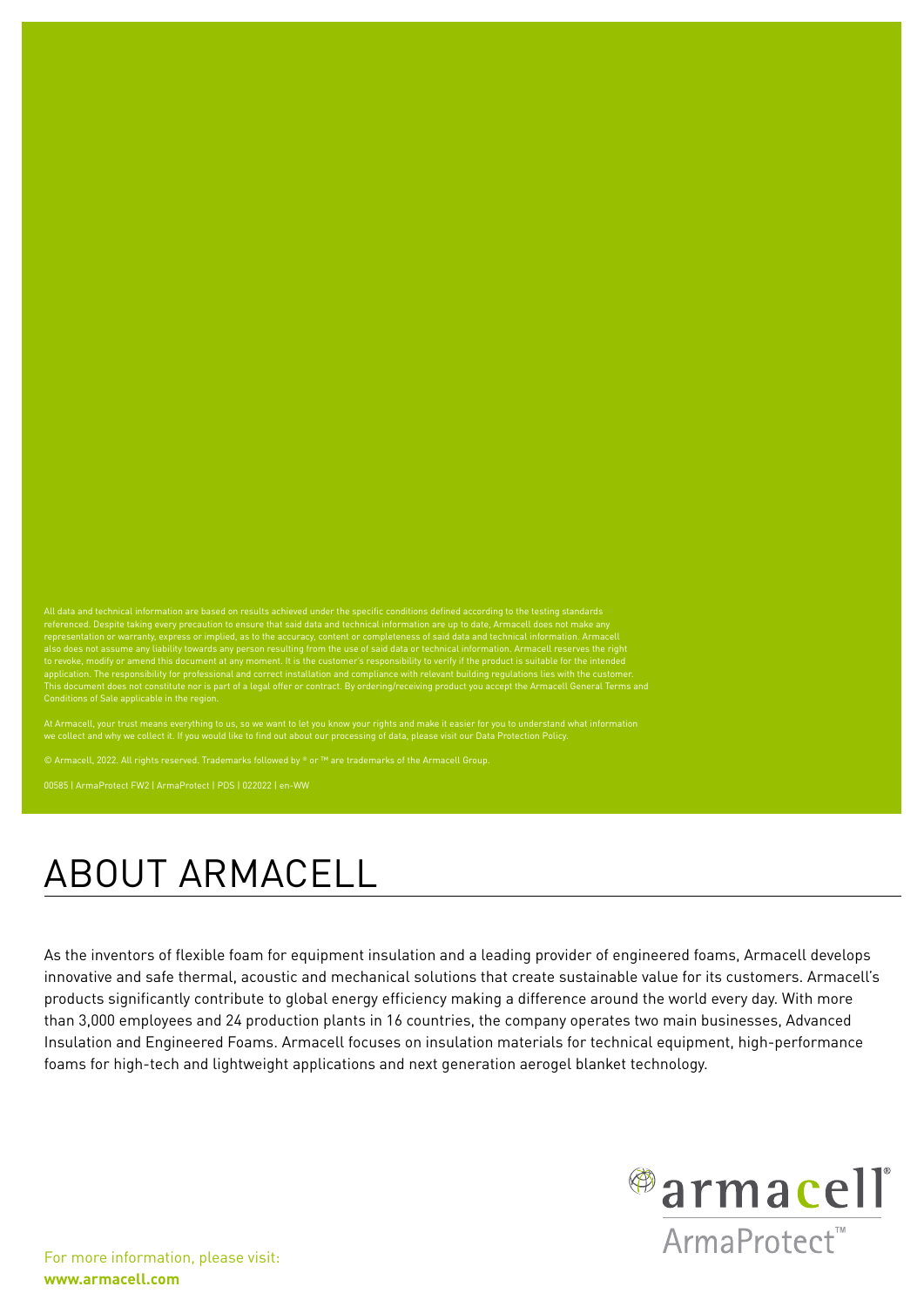All data and technical information are based on results achieved under the specific conditions defined according to the testing standards referenced. Despite taking every precaution to ensure that said data and technical information are up to date, Armacell does not make any representation or warranty, express or implied, as to the accuracy, content or completeness of said data and technical information. Armacell also does not assume any liability towards any person resulting from the use of said data or technical information. Armacell reserves the right to revoke, modify or amend this document at any moment. It is the customer's responsibility to verify if the product is suitable for the intended application. The responsibility for professional and correct installation and compliance with relevant building regulations lies with the customer. This document does not constitute nor is part of a legal offer or contract. By ordering/receiving product you accept the Armacell General Terms and Conditions of Sale applicable in the region.

At Armacell, your trust means everything to us, so we want to let you know your rights and make it easier for you to understand what information we collect and why we collect it. If you would like to find out about our processing of data, please visit our Data Protection Policy.

© Armacell, 2022. All rights reserved. Trademarks followed by ® or ™ are trademarks of the Armacell Group.

00585 | ArmaProtect FW2 | ArmaProtect | PDS | 022022 | en-WW

# ABOUT ARMACELL

As the inventors of flexible foam for equipment insulation and a leading provider of engineered foams, Armacell develops innovative and safe thermal, acoustic and mechanical solutions that create sustainable value for its customers. Armacell's products significantly contribute to global energy efficiency making a difference around the world every day. With more than 3,000 employees and 24 production plants in 16 countries, the company operates two main businesses, Advanced Insulation and Engineered Foams. Armacell focuses on insulation materials for technical equipment, high-performance foams for high-tech and lightweight applications and next generation aerogel blanket technology.

armacell®

ArmaProtect™

For more information, please visit:
**www.armacell.com**